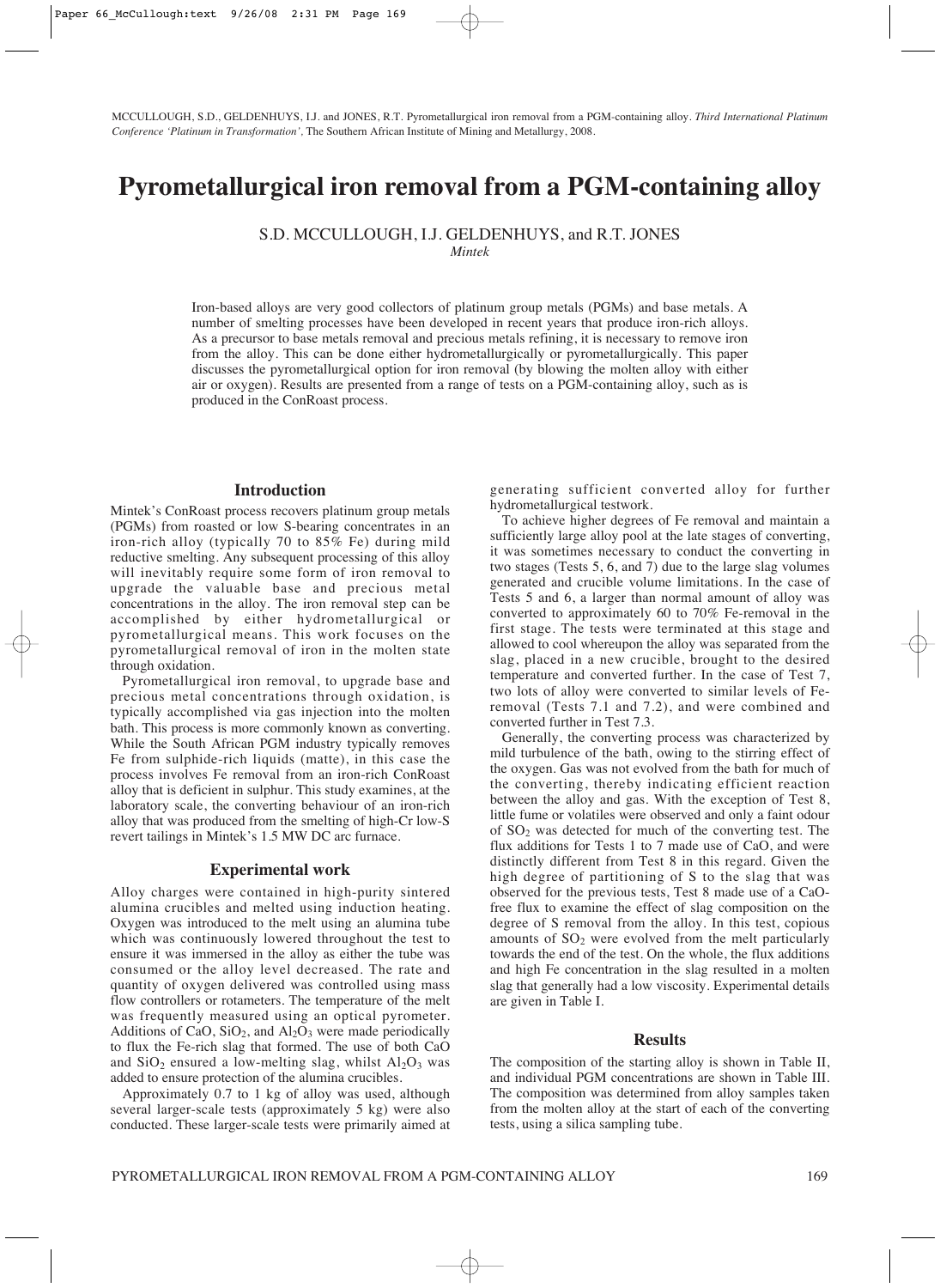MCCULLOUGH, S.D., GELDENHUYS, I.J. and JONES, R.T. Pyrometallurgical iron removal from a PGM-containing alloy. *Third International Platinum Conference 'Platinum in Transformation'*, The Southern African Institute of Mining and Metallurgy, 2008.

# Pyrometallurgical iron removal from a PGM-containing alloy

S.D. MCCULLOUGH, I.J. GELDENHUYS, and R.T. JONES
*Mintek*

Iron-based alloys are very good collectors of platinum group metals (PGMs) and base metals. A number of smelting processes have been developed in recent years that produce iron-rich alloys. As a precursor to base metals removal and precious metals refining, it is necessary to remove iron from the alloy. This can be done either hydrometallurgically or pyrometallurgically. This paper discusses the pyrometallurgical option for iron removal (by blowing the molten alloy with either air or oxygen). Results are presented from a range of tests on a PGM-containing alloy, such as is produced in the ConRoast process.

## Introduction

Mintek's ConRoast process recovers platinum group metals (PGMs) from roasted or low S-bearing concentrates in an iron-rich alloy (typically 70 to 85% Fe) during mild reductive smelting. Any subsequent processing of this alloy will inevitably require some form of iron removal to upgrade the valuable base and precious metal concentrations in the alloy. The iron removal step can be accomplished by either hydrometallurgical or pyrometallurgical means. This work focuses on the pyrometallurgical removal of iron in the molten state through oxidation.

Pyrometallurgical iron removal, to upgrade base and precious metal concentrations through oxidation, is typically accomplished via gas injection into the molten bath. This process is more commonly known as converting. While the South African PGM industry typically removes Fe from sulphide-rich liquids (matte), in this case the process involves Fe removal from an iron-rich ConRoast alloy that is deficient in sulphur. This study examines, at the laboratory scale, the converting behaviour of an iron-rich alloy that was produced from the smelting of high-Cr low-S revert tailings in Mintek's 1.5 MW DC arc furnace.

## Experimental work

Alloy charges were contained in high-purity sintered alumina crucibles and melted using induction heating. Oxygen was introduced to the melt using an alumina tube which was continuously lowered throughout the test to ensure it was immersed in the alloy as either the tube was consumed or the alloy level decreased. The rate and quantity of oxygen delivered was controlled using mass flow controllers or rotameters. The temperature of the melt was frequently measured using an optical pyrometer. Additions of CaO, $SiO_2$, and $Al_2O_3$ were made periodically to flux the Fe-rich slag that formed. The use of both CaO and $SiO_2$ ensured a low-melting slag, whilst $Al_2O_3$ was added to ensure protection of the alumina crucibles.

Approximately 0.7 to 1 kg of alloy was used, although several larger-scale tests (approximately 5 kg) were also conducted. These larger-scale tests were primarily aimed at generating sufficient converted alloy for further hydrometallurgical testwork.

To achieve higher degrees of Fe removal and maintain a sufficiently large alloy pool at the late stages of converting, it was sometimes necessary to conduct the converting in two stages (Tests 5, 6, and 7) due to the large slag volumes generated and crucible volume limitations. In the case of Tests 5 and 6, a larger than normal amount of alloy was converted to approximately 60 to 70% Fe-removal in the first stage. The tests were terminated at this stage and allowed to cool whereupon the alloy was separated from the slag, placed in a new crucible, brought to the desired temperature and converted further. In the case of Test 7, two lots of alloy were converted to similar levels of Fe-removal (Tests 7.1 and 7.2), and were combined and converted further in Test 7.3.

Generally, the converting process was characterized by mild turbulence of the bath, owing to the stirring effect of the oxygen. Gas was not evolved from the bath for much of the converting, thereby indicating efficient reaction between the alloy and gas. With the exception of Test 8, little fume or volatiles were observed and only a faint odour of $SO_2$ was detected for much of the converting test. The flux additions for Tests 1 to 7 made use of CaO, and were distinctly different from Test 8 in this regard. Given the high degree of partitioning of S to the slag that was observed for the previous tests, Test 8 made use of a CaO-free flux to examine the effect of slag composition on the degree of S removal from the alloy. In this test, copious amounts of $SO_2$ were evolved from the melt particularly towards the end of the test. On the whole, the flux additions and high Fe concentration in the slag resulted in a molten slag that generally had a low viscosity. Experimental details are given in Table I.

## Results

The composition of the starting alloy is shown in Table II, and individual PGM concentrations are shown in Table III. The composition was determined from alloy samples taken from the molten alloy at the start of each of the converting tests, using a silica sampling tube.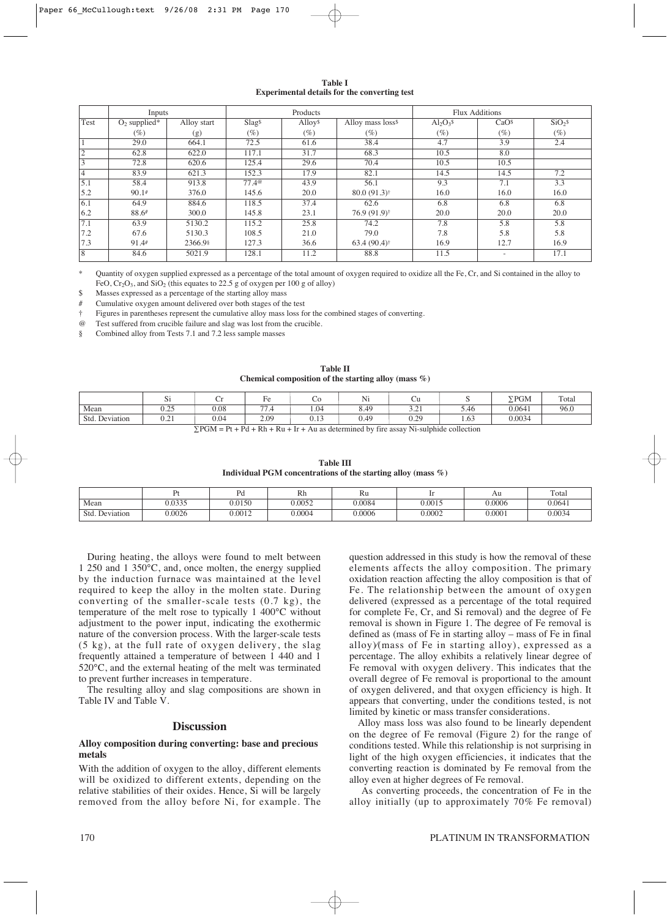**Table I**
**Experimental details for the converting test**

| | Inputs | | Products | | | Flux Additions | | |
|---|---|---|---|---|---|---|---|---|
| Test | $O_2$ supplied* | Alloy start | Slag$ | Alloy$ | Alloy mass loss$ | $Al_2O_3$$ | CaO$ | $SiO_2$$ |
| | (%) | (g) | (%) | (%) | (%) | (%) | (%) | (%) |
| 1 | 29.0 | 664.1 | 72.5 | 61.6 | 38.4 | 4.7 | 3.9 | 2.4 |
| 2 | 62.8 | 622.0 | 117.1 | 31.7 | 68.3 | 10.5 | 8.0 | |
| 3 | 72.8 | 620.6 | 125.4 | 29.6 | 70.4 | 10.5 | 10.5 | |
| 4 | 83.9 | 621.3 | 152.3 | 17.9 | 82.1 | 14.5 | 14.5 | 7.2 |
| 5.1 | 58.4 | 913.8 | 77.4@ | 43.9 | 56.1 | 9.3 | 7.1 | 3.3 |
| 5.2 | 90.1# | 376.0 | 145.6 | 20.0 | 80.0 (91.3)† | 16.0 | 16.0 | 16.0 |
| 6.1 | 64.9 | 884.6 | 118.5 | 37.4 | 62.6 | 6.8 | 6.8 | 6.8 |
| 6.2 | 88.6# | 300.0 | 145.8 | 23.1 | 76.9 (91.9)† | 20.0 | 20.0 | 20.0 |
| 7.1 | 63.9 | 5130.2 | 115.2 | 25.8 | 74.2 | 7.8 | 5.8 | 5.8 |
| 7.2 | 67.6 | 5130.3 | 108.5 | 21.0 | 79.0 | 7.8 | 5.8 | 5.8 |
| 7.3 | 91.4# | 2366.9§ | 127.3 | 36.6 | 63.4 (90.4)† | 16.9 | 12.7 | 16.9 |
| 8 | 84.6 | 5021.9 | 128.1 | 11.2 | 88.8 | 11.5 | - | 17.1 |

\* Quantity of oxygen supplied expressed as a percentage of the total amount of oxygen required to oxidize all the Fe, Cr, and Si contained in the alloy to FeO, $Cr_2O_3$, and $SiO_2$ (this equates to 22.5 g of oxygen per 100 g of alloy)

$ Masses expressed as a percentage of the starting alloy mass

\# Cumulative oxygen amount delivered over both stages of the test

† Figures in parentheses represent the cumulative alloy mass loss for the combined stages of converting.

@ Test suffered from crucible failure and slag was lost from the crucible.

§ Combined alloy from Tests 7.1 and 7.2 less sample masses

**Table II**
**Chemical composition of the starting alloy (mass %)**

| | Si | Cr | Fe | Co | Ni | Cu | S | ∑PGM | Total |
|---|---|---|---|---|---|---|---|---|---|
| Mean | 0.25 | 0.08 | 77.4 | 1.04 | 8.49 | 3.21 | 5.46 | 0.0641 | 96.0 |
| Std. Deviation | 0.21 | 0.04 | 2.09 | 0.13 | 0.49 | 0.29 | 1.63 | 0.0034 | |

∑PGM = Pt + Pd + Rh + Ru + Ir + Au as determined by fire assay Ni-sulphide collection

**Table III**
**Individual PGM concentrations of the starting alloy (mass %)**

| | Pt | Pd | Rh | Ru | Ir | Au | Total |
|---|---|---|---|---|---|---|---|
| Mean | 0.0335 | 0.0150 | 0.0052 | 0.0084 | 0.0015 | 0.0006 | 0.0641 |
| Std. Deviation | 0.0026 | 0.0012 | 0.0004 | 0.0006 | 0.0002 | 0.0001 | 0.0034 |

During heating, the alloys were found to melt between 1 250 and 1 350°C, and, once molten, the energy supplied by the induction furnace was maintained at the level required to keep the alloy in the molten state. During converting of the smaller-scale tests (0.7 kg), the temperature of the melt rose to typically 1 400°C without adjustment to the power input, indicating the exothermic nature of the conversion process. With the larger-scale tests (5 kg), at the full rate of oxygen delivery, the slag frequently attained a temperature of between 1 440 and 1 520°C, and the external heating of the melt was terminated to prevent further increases in temperature.

The resulting alloy and slag compositions are shown in Table IV and Table V.

## Discussion

### Alloy composition during converting: base and precious metals

With the addition of oxygen to the alloy, different elements will be oxidized to different extents, depending on the relative stabilities of their oxides. Hence, Si will be largely removed from the alloy before Ni, for example. The question addressed in this study is how the removal of these elements affects the alloy composition. The primary oxidation reaction affecting the alloy composition is that of Fe. The relationship between the amount of oxygen delivered (expressed as a percentage of the total required for complete Fe, Cr, and Si removal) and the degree of Fe removal is shown in Figure 1. The degree of Fe removal is defined as (mass of Fe in starting alloy – mass of Fe in final alloy)/(mass of Fe in starting alloy), expressed as a percentage. The alloy exhibits a relatively linear degree of Fe removal with oxygen delivery. This indicates that the overall degree of Fe removal is proportional to the amount of oxygen delivered, and that oxygen efficiency is high. It appears that converting, under the conditions tested, is not limited by kinetic or mass transfer considerations.

Alloy mass loss was also found to be linearly dependent on the degree of Fe removal (Figure 2) for the range of conditions tested. While this relationship is not surprising in light of the high oxygen efficiencies, it indicates that the converting reaction is dominated by Fe removal from the alloy even at higher degrees of Fe removal.

As converting proceeds, the concentration of Fe in the alloy initially (up to approximately 70% Fe removal)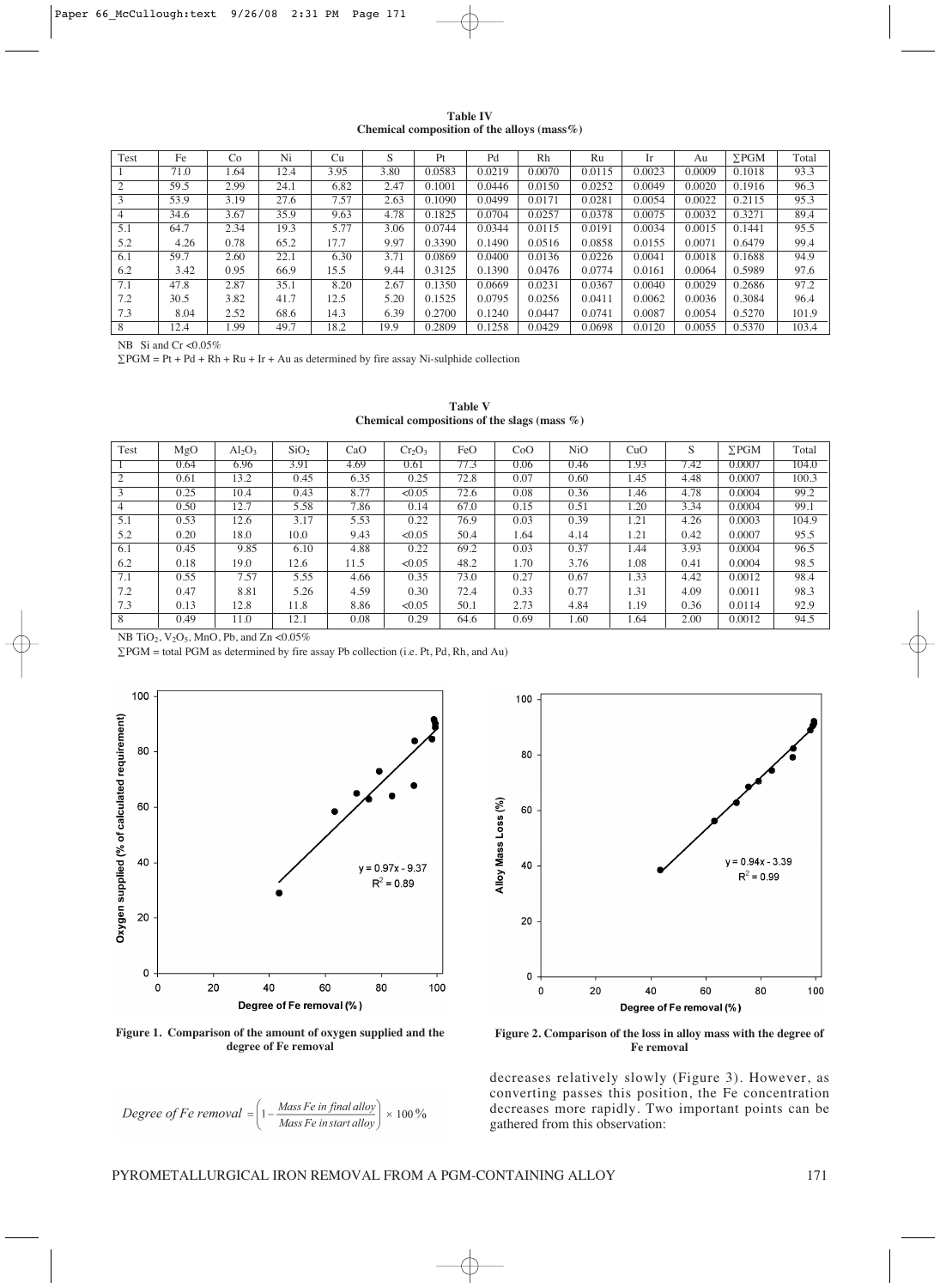**Table IV**
**Chemical composition of the alloys (mass%)**

| Test | Fe | Co | Ni | Cu | S | Pt | Pd | Rh | Ru | Ir | Au | ∑PGM | Total |
|---|---|---|---|---|---|---|---|---|---|---|---|---|---|
| 1 | 71.0 | 1.64 | 12.4 | 3.95 | 3.80 | 0.0583 | 0.0219 | 0.0070 | 0.0115 | 0.0023 | 0.0009 | 0.1018 | 93.3 |
| 2 | 59.5 | 2.99 | 24.1 | 6.82 | 2.47 | 0.1001 | 0.0446 | 0.0150 | 0.0252 | 0.0049 | 0.0020 | 0.1916 | 96.3 |
| 3 | 53.9 | 3.19 | 27.6 | 7.57 | 2.63 | 0.1090 | 0.0499 | 0.0171 | 0.0281 | 0.0054 | 0.0022 | 0.2115 | 95.3 |
| 4 | 34.6 | 3.67 | 35.9 | 9.63 | 4.78 | 0.1825 | 0.0704 | 0.0257 | 0.0378 | 0.0075 | 0.0032 | 0.3271 | 89.4 |
| 5.1 | 64.7 | 2.34 | 19.3 | 5.77 | 3.06 | 0.0744 | 0.0344 | 0.0115 | 0.0191 | 0.0034 | 0.0015 | 0.1441 | 95.5 |
| 5.2 | 4.26 | 0.78 | 65.2 | 17.7 | 9.97 | 0.3390 | 0.1490 | 0.0516 | 0.0858 | 0.0155 | 0.0071 | 0.6479 | 99.4 |
| 6.1 | 59.7 | 2.60 | 22.1 | 6.30 | 3.71 | 0.0869 | 0.0400 | 0.0136 | 0.0226 | 0.0041 | 0.0018 | 0.1688 | 94.9 |
| 6.2 | 3.42 | 0.95 | 66.9 | 15.5 | 9.44 | 0.3125 | 0.1390 | 0.0476 | 0.0774 | 0.0161 | 0.0064 | 0.5989 | 97.6 |
| 7.1 | 47.8 | 2.87 | 35.1 | 8.20 | 2.67 | 0.1350 | 0.0669 | 0.0231 | 0.0367 | 0.0040 | 0.0029 | 0.2686 | 97.2 |
| 7.2 | 30.5 | 3.82 | 41.7 | 12.5 | 5.20 | 0.1525 | 0.0795 | 0.0256 | 0.0411 | 0.0062 | 0.0036 | 0.3084 | 96.4 |
| 7.3 | 8.04 | 2.52 | 68.6 | 14.3 | 6.39 | 0.2700 | 0.1240 | 0.0447 | 0.0741 | 0.0087 | 0.0054 | 0.5270 | 101.9 |
| 8 | 12.4 | 1.99 | 49.7 | 18.2 | 19.9 | 0.2809 | 0.1258 | 0.0429 | 0.0698 | 0.0120 | 0.0055 | 0.5370 | 103.4 |

NB Si and Cr <0.05%

∑PGM = Pt + Pd + Rh + Ru + Ir + Au as determined by fire assay Ni-sulphide collection

**Table V**
**Chemical compositions of the slags (mass %)**

| Test | MgO | $Al_2O_3$ | $SiO_2$ | CaO | $Cr_2O_3$ | FeO | CoO | NiO | CuO | S | ∑PGM | Total |
|---|---|---|---|---|---|---|---|---|---|---|---|---|
| 1 | 0.64 | 6.96 | 3.91 | 4.69 | 0.61 | 77.3 | 0.06 | 0.46 | 1.93 | 7.42 | 0.0007 | 104.0 |
| 2 | 0.61 | 13.2 | 0.45 | 6.35 | 0.25 | 72.8 | 0.07 | 0.60 | 1.45 | 4.48 | 0.0007 | 100.3 |
| 3 | 0.25 | 10.4 | 0.43 | 8.77 | <0.05 | 72.6 | 0.08 | 0.36 | 1.46 | 4.78 | 0.0004 | 99.2 |
| 4 | 0.50 | 12.7 | 5.58 | 7.86 | 0.14 | 67.0 | 0.15 | 0.51 | 1.20 | 3.34 | 0.0004 | 99.1 |
| 5.1 | 0.53 | 12.6 | 3.17 | 5.53 | 0.22 | 76.9 | 0.03 | 0.39 | 1.21 | 4.26 | 0.0003 | 104.9 |
| 5.2 | 0.20 | 18.0 | 10.0 | 9.43 | <0.05 | 50.4 | 1.64 | 4.14 | 1.21 | 0.42 | 0.0007 | 95.5 |
| 6.1 | 0.45 | 9.85 | 6.10 | 4.88 | 0.22 | 69.2 | 0.03 | 0.37 | 1.44 | 3.93 | 0.0004 | 96.5 |
| 6.2 | 0.18 | 19.0 | 12.6 | 11.5 | <0.05 | 48.2 | 1.70 | 3.76 | 1.08 | 0.41 | 0.0004 | 98.5 |
| 7.1 | 0.55 | 7.57 | 5.55 | 4.66 | 0.35 | 73.0 | 0.27 | 0.67 | 1.33 | 4.42 | 0.0012 | 98.4 |
| 7.2 | 0.47 | 8.81 | 5.26 | 4.59 | 0.30 | 72.4 | 0.33 | 0.77 | 1.31 | 4.09 | 0.0011 | 98.3 |
| 7.3 | 0.13 | 12.8 | 11.8 | 8.86 | <0.05 | 50.1 | 2.73 | 4.84 | 1.19 | 0.36 | 0.0114 | 92.9 |
| 8 | 0.49 | 11.0 | 12.1 | 0.08 | 0.29 | 64.6 | 0.69 | 1.60 | 1.64 | 2.00 | 0.0012 | 94.5 |

NB $TiO_2$, $V_2O_5$, MnO, Pb, and Zn <0.05%

∑PGM = total PGM as determined by fire assay Pb collection (i.e. Pt, Pd, Rh, and Au)

**Figure 1. Comparison of the amount of oxygen supplied and the degree of Fe removal**

**Figure 2. Comparison of the loss in alloy mass with the degree of Fe removal**

$$\text{Degree of Fe removal} = \left(1 - \frac{\text{Mass Fe in final alloy}}{\text{Mass Fe in start alloy}}\right) \times 100\%$$

decreases relatively slowly (Figure 3). However, as converting passes this position, the Fe concentration decreases more rapidly. Two important points can be gathered from this observation: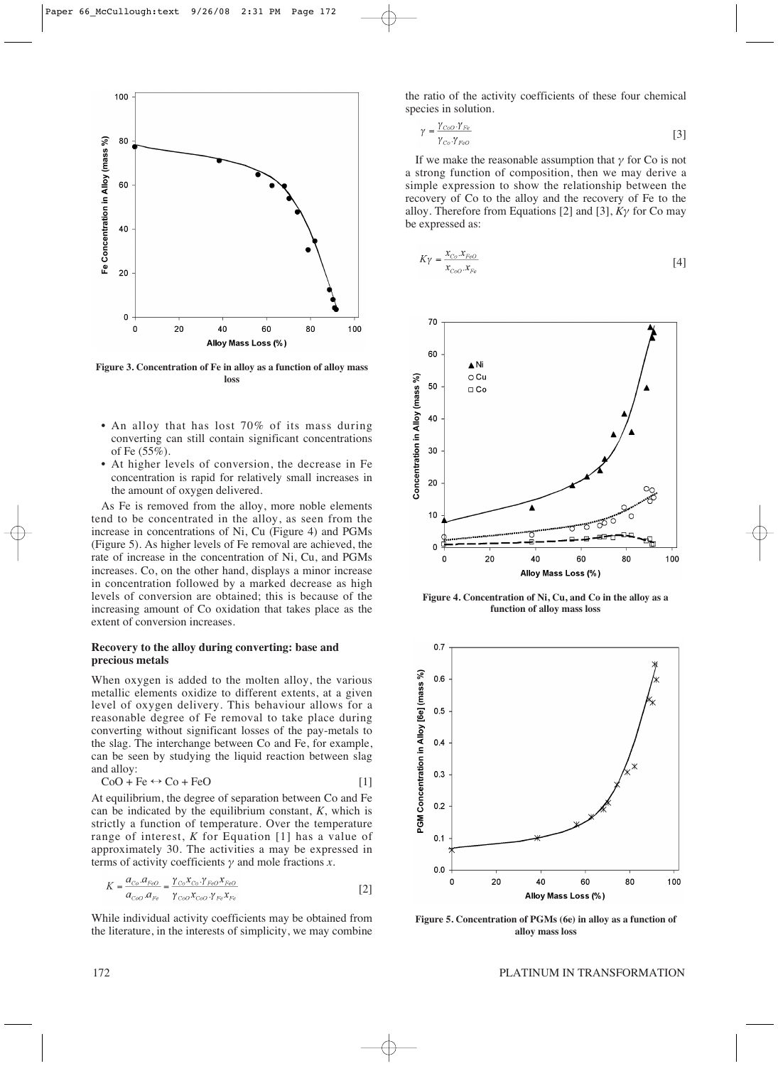Figure 3. Concentration of Fe in alloy as a function of alloy mass loss

- An alloy that has lost 70% of its mass during converting can still contain significant concentrations of Fe (55%).
- At higher levels of conversion, the decrease in Fe concentration is rapid for relatively small increases in the amount of oxygen delivered.

As Fe is removed from the alloy, more noble elements tend to be concentrated in the alloy, as seen from the increase in concentrations of Ni, Cu (Figure 4) and PGMs (Figure 5). As higher levels of Fe removal are achieved, the rate of increase in the concentration of Ni, Cu, and PGMs increases. Co, on the other hand, displays a minor increase in concentration followed by a marked decrease as high levels of conversion are obtained; this is because of the increasing amount of Co oxidation that takes place as the extent of conversion increases.

### Recovery to the alloy during converting: base and precious metals

When oxygen is added to the molten alloy, the various metallic elements oxidize to different extents, at a given level of oxygen delivery. This behaviour allows for a reasonable degree of Fe removal to take place during converting without significant losses of the pay-metals to the slag. The interchange between Co and Fe, for example, can be seen by studying the liquid reaction between slag and alloy:

$$CoO + Fe \leftrightarrow Co + FeO \qquad [1]$$

At equilibrium, the degree of separation between Co and Fe can be indicated by the equilibrium constant, $K$, which is strictly a function of temperature. Over the temperature range of interest, $K$ for Equation [1] has a value of approximately 30. The activities $a$ may be expressed in terms of activity coefficients $\gamma$ and mole fractions $x$.

$$K = \frac{a_{Co} \cdot a_{FeO}}{a_{CoO} \cdot a_{Fe}} = \frac{\gamma_{Co} x_{Co} \cdot \gamma_{FeO} x_{FeO}}{\gamma_{CoO} x_{CoO} \cdot \gamma_{Fe} x_{Fe}} \qquad [2]$$

While individual activity coefficients may be obtained from the literature, in the interests of simplicity, we may combine the ratio of the activity coefficients of these four chemical species in solution.

$$\gamma = \frac{\gamma_{CoO} \cdot \gamma_{Fe}}{\gamma_{Co} \cdot \gamma_{FeO}} \qquad [3]$$

If we make the reasonable assumption that $\gamma$ for Co is not a strong function of composition, then we may derive a simple expression to show the relationship between the recovery of Co to the alloy and the recovery of Fe to the alloy. Therefore from Equations [2] and [3], $K\gamma$ for Co may be expressed as:

$$K\gamma = \frac{x_{Co} \cdot x_{FeO}}{x_{CoO} \cdot x_{Fe}} \qquad [4]$$

Figure 4. Concentration of Ni, Cu, and Co in the alloy as a function of alloy mass loss

Figure 5. Concentration of PGMs (6e) in alloy as a function of alloy mass loss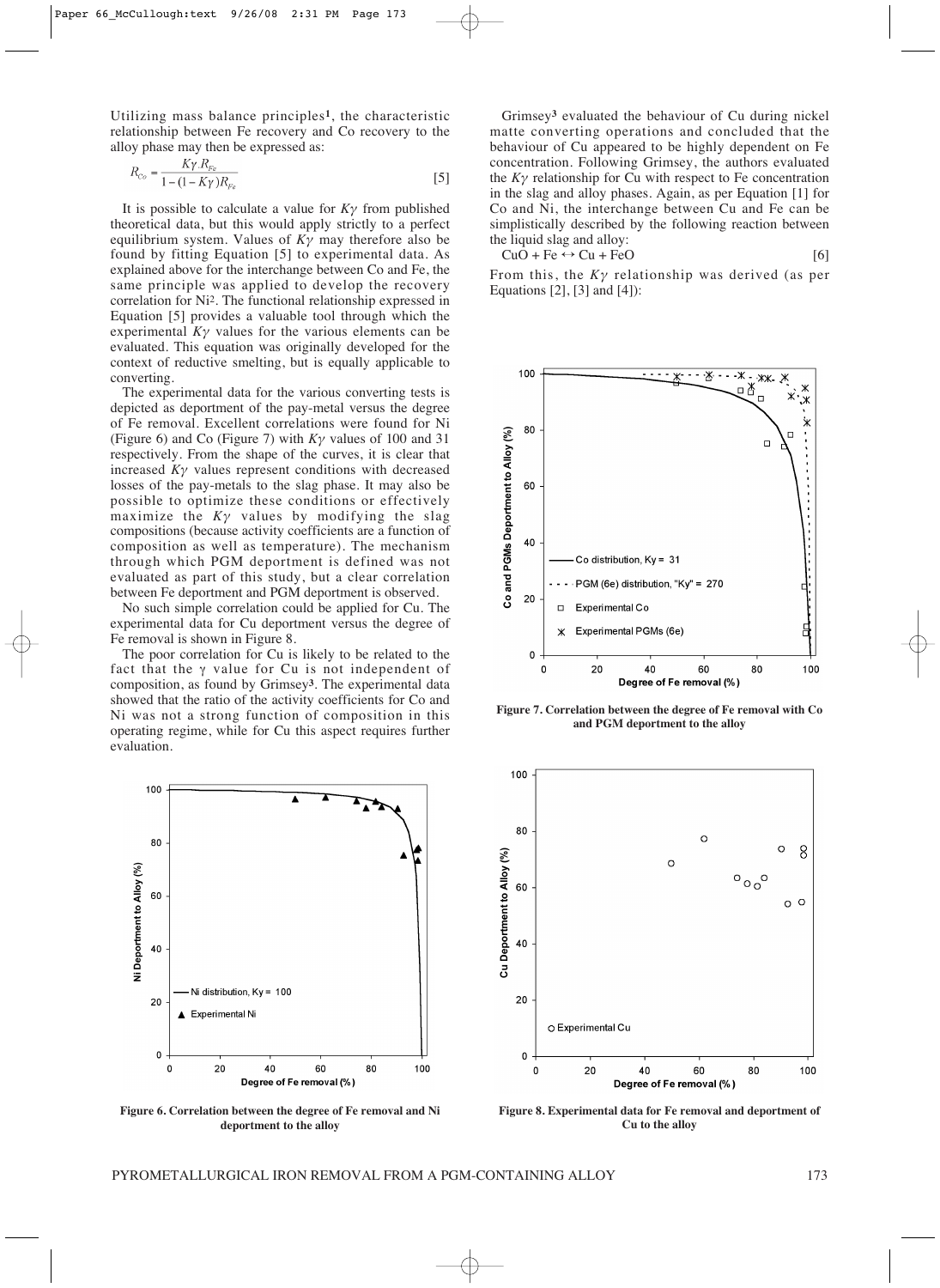Utilizing mass balance principles[1], the characteristic relationship between Fe recovery and Co recovery to the alloy phase may then be expressed as:

$$R_{Co} = \frac{K\gamma \, R_{Fe}}{1-(1-K\gamma)R_{Fe}} \tag{5}$$

It is possible to calculate a value for $K\gamma$ from published theoretical data, but this would apply strictly to a perfect equilibrium system. Values of $K\gamma$ may therefore also be found by fitting Equation [5] to experimental data. As explained above for the interchange between Co and Fe, the same principle was applied to develop the recovery correlation for Ni[2]. The functional relationship expressed in Equation [5] provides a valuable tool through which the experimental $K\gamma$ values for the various elements can be evaluated. This equation was originally developed for the context of reductive smelting, but is equally applicable to converting.

The experimental data for the various converting tests is depicted as deportment of the pay-metal versus the degree of Fe removal. Excellent correlations were found for Ni (Figure 6) and Co (Figure 7) with $K\gamma$ values of 100 and 31 respectively. From the shape of the curves, it is clear that increased $K\gamma$ values represent conditions with decreased losses of the pay-metals to the slag phase. It may also be possible to optimize these conditions or effectively maximize the $K\gamma$ values by modifying the slag compositions (because activity coefficients are a function of composition as well as temperature). The mechanism through which PGM deportment is defined was not evaluated as part of this study, but a clear correlation between Fe deportment and PGM deportment is observed.

No such simple correlation could be applied for Cu. The experimental data for Cu deportment versus the degree of Fe removal is shown in Figure 8.

The poor correlation for Cu is likely to be related to the fact that the $\gamma$ value for Cu is not independent of composition, as found by Grimsey[3]. The experimental data showed that the ratio of the activity coefficients for Co and Ni was not a strong function of composition in this operating regime, while for Cu this aspect requires further evaluation.

Grimsey[3] evaluated the behaviour of Cu during nickel matte converting operations and concluded that the behaviour of Cu appeared to be highly dependent on Fe concentration. Following Grimsey, the authors evaluated the $K\gamma$ relationship for Cu with respect to Fe concentration in the slag and alloy phases. Again, as per Equation [1] for Co and Ni, the interchange between Cu and Fe can be simplistically described by the following reaction between the liquid slag and alloy:

$$CuO + Fe \leftrightarrow Cu + FeO \tag{6}$$

From this, the $K\gamma$ relationship was derived (as per Equations [2], [3] and [4]):

**Figure 6. Correlation between the degree of Fe removal and Ni deportment to the alloy**

**Figure 7. Correlation between the degree of Fe removal with Co and PGM deportment to the alloy**

**Figure 8. Experimental data for Fe removal and deportment of Cu to the alloy**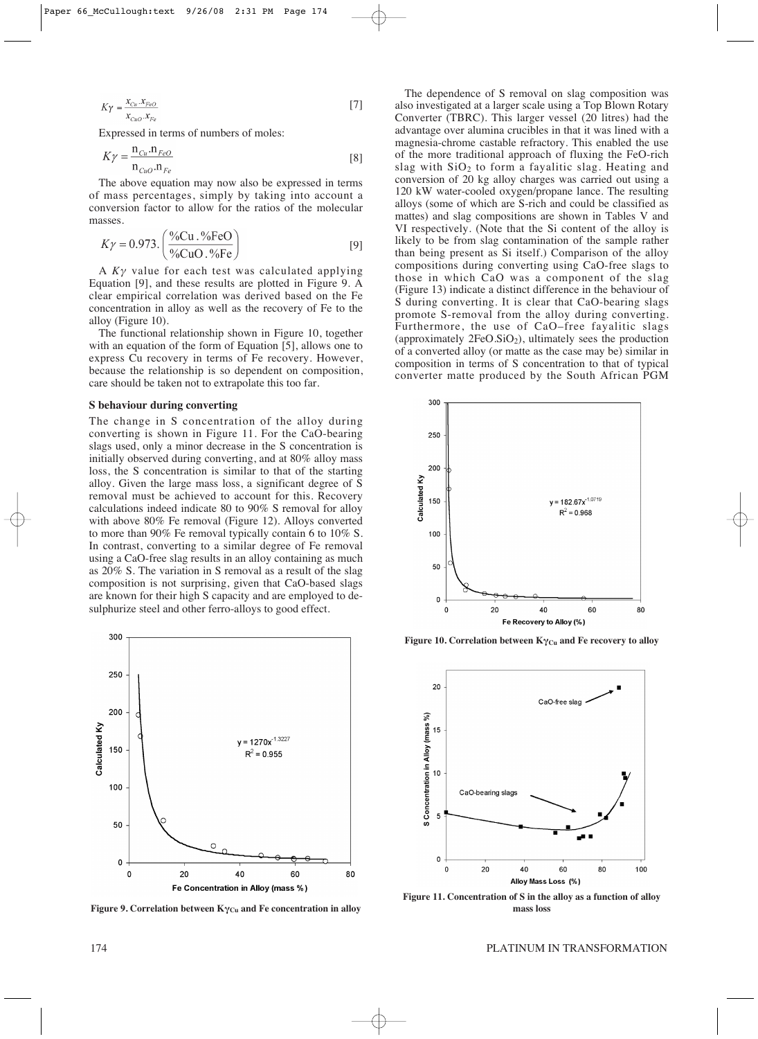$$K\gamma = \frac{x_{Cu}.x_{FeO}}{x_{CuO}.x_{Fe}} \quad [7]$$

Expressed in terms of numbers of moles:

$$K\gamma = \frac{n_{Cu}.n_{FeO}}{n_{CuO}.n_{Fe}} \quad [8]$$

The above equation may now also be expressed in terms of mass percentages, simply by taking into account a conversion factor to allow for the ratios of the molecular masses.

$$K\gamma = 0.973.\left(\frac{\%Cu.\%FeO}{\%CuO.\%Fe}\right) \quad [9]$$

A $K\gamma$ value for each test was calculated applying Equation [9], and these results are plotted in Figure 9. A clear empirical correlation was derived based on the Fe concentration in alloy as well as the recovery of Fe to the alloy (Figure 10).

The functional relationship shown in Figure 10, together with an equation of the form of Equation [5], allows one to express Cu recovery in terms of Fe recovery. However, because the relationship is so dependent on composition, care should be taken not to extrapolate this too far.

### S behaviour during converting

The change in S concentration of the alloy during converting is shown in Figure 11. For the CaO-bearing slags used, only a minor decrease in the S concentration is initially observed during converting, and at 80% alloy mass loss, the S concentration is similar to that of the starting alloy. Given the large mass loss, a significant degree of S removal must be achieved to account for this. Recovery calculations indeed indicate 80 to 90% S removal for alloy with above 80% Fe removal (Figure 12). Alloys converted to more than 90% Fe removal typically contain 6 to 10% S. In contrast, converting to a similar degree of Fe removal using a CaO-free slag results in an alloy containing as much as 20% S. The variation in S removal as a result of the slag composition is not surprising, given that CaO-based slags are known for their high S capacity and are employed to de-sulphurize steel and other ferro-alloys to good effect.

Figure 9. Correlation between $K\gamma_{Cu}$ and Fe concentration in alloy

The dependence of S removal on slag composition was also investigated at a larger scale using a Top Blown Rotary Converter (TBRC). This larger vessel (20 litres) had the advantage over alumina crucibles in that it was lined with a magnesia-chrome castable refractory. This enabled the use of the more traditional approach of fluxing the FeO-rich slag with $SiO_2$ to form a fayalitic slag. Heating and conversion of 20 kg alloy charges was carried out using a 120 kW water-cooled oxygen/propane lance. The resulting alloys (some of which are S-rich and could be classified as mattes) and slag compositions are shown in Tables V and VI respectively. (Note that the Si content of the alloy is likely to be from slag contamination of the sample rather than being present as Si itself.) Comparison of the alloy compositions during converting using CaO-free slags to those in which CaO was a component of the slag (Figure 13) indicate a distinct difference in the behaviour of S during converting. It is clear that CaO-bearing slags promote S-removal from the alloy during converting. Furthermore, the use of CaO–free fayalitic slags (approximately $2FeO.SiO_2$), ultimately sees the production of a converted alloy (or matte as the case may be) similar in composition in terms of S concentration to that of typical converter matte produced by the South African PGM

Figure 10. Correlation between $K\gamma_{Cu}$ and Fe recovery to alloy

Figure 11. Concentration of S in the alloy as a function of alloy mass loss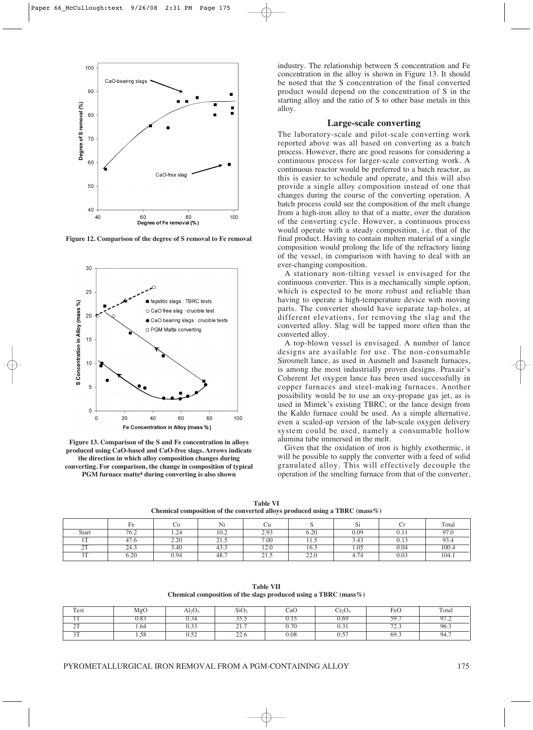Figure 12. Comparison of the degree of S removal to Fe removal

Figure 13. Comparison of the S and Fe concentration in alloys produced using CaO-based and CaO-free slags. Arrows indicate the direction in which alloy composition changes during converting. For comparison, the change in composition of typical PGM furnace matte[4] during converting is also shown

industry. The relationship between S concentration and Fe concentration in the alloy is shown in Figure 13. It should be noted that the S concentration of the final converted product would depend on the concentration of S in the starting alloy and the ratio of S to other base metals in this alloy.

## Large-scale converting

The laboratory-scale and pilot-scale converting work reported above was all based on converting as a batch process. However, there are good reasons for considering a continuous process for larger-scale converting work. A continuous reactor would be preferred to a batch reactor, as this is easier to schedule and operate, and this will also provide a single alloy composition instead of one that changes during the course of the converting operation. A batch process could see the composition of the melt change from a high-iron alloy to that of a matte, over the duration of the converting cycle. However, a continuous process would operate with a steady composition, i.e. that of the final product. Having to contain molten material of a single composition would prolong the life of the refractory lining of the vessel, in comparison with having to deal with an ever-changing composition.

A stationary non-tilting vessel is envisaged for the continuous converter. This is a mechanically simple option, which is expected to be more robust and reliable than having to operate a high-temperature device with moving parts. The converter should have separate tap-holes, at different elevations, for removing the slag and the converted alloy. Slag will be tapped more often than the converted alloy.

A top-blown vessel is envisaged. A number of lance designs are available for use. The non-consumable Sirosmelt lance, as used in Ausmelt and Isasmelt furnaces, is among the most industrially proven designs. Praxair's Coherent Jet oxygen lance has been used successfully in copper furnaces and steel-making furnaces. Another possibility would be to use an oxy-propane gas jet, as is used in Mintek's existing TBRC; or the lance design from the Kaldo furnace could be used. As a simple alternative, even a scaled-up version of the lab-scale oxygen delivery system could be used, namely a consumable hollow alumina tube immersed in the melt.

Given that the oxidation of iron is highly exothermic, it will be possible to supply the converter with a feed of solid granulated alloy. This will effectively decouple the operation of the smelting furnace from that of the converter,

**Table VI**
**Chemical composition of the converted alloys produced using a TBRC (mass%)**

| | Fe | Co | Ni | Cu | S | Si | Cr | Total |
|---|---|---|---|---|---|---|---|---|
| Start | 76.2 | 1.24 | 10.2 | 2.93 | 6.20 | 0.09 | 0.11 | 97.0 |
| 1T | 47.6 | 2.20 | 21.5 | 7.00 | 11.5 | 3.43 | 0.13 | 93.4 |
| 2T | 24.3 | 3.40 | 43.3 | 12.0 | 16.3 | 1.05 | 0.04 | 100.4 |
| 3T | 6.20 | 0.94 | 48.7 | 21.5 | 22.0 | 4.74 | 0.03 | 104.1 |

**Table VII**
**Chemical composition of the slags produced using a TBRC (mass%)**

| Test | MgO | $Al_2O_3$ | $SiO_2$ | CaO | $Cr_2O_3$ | FeO | Total |
|---|---|---|---|---|---|---|---|
| 1T | 0.83 | 0.34 | 35.5 | 0.15 | 0.69 | 59.7 | 97.2 |
| 2T | 1.64 | 0.33 | 21.7 | 0.70 | 0.31 | 72.3 | 96.3 |
| 3T | 1.58 | 0.52 | 22.6 | 0.08 | 0.57 | 69.3 | 94.7 |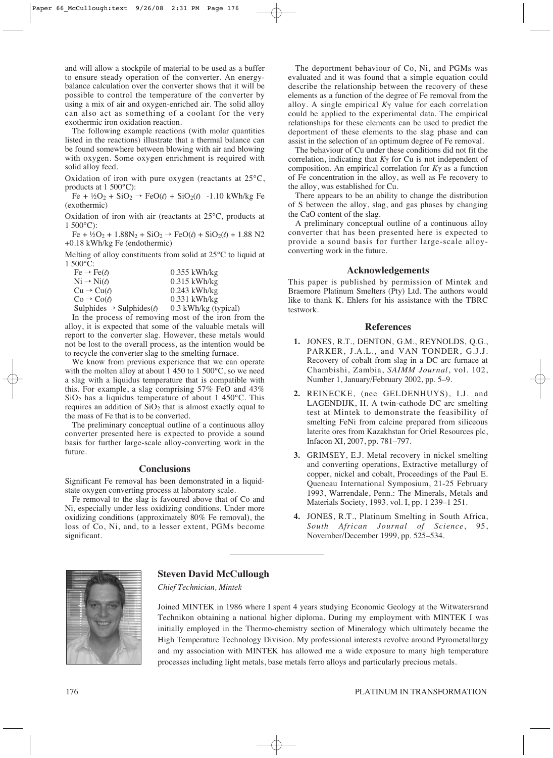and will allow a stockpile of material to be used as a buffer to ensure steady operation of the converter. An energy-balance calculation over the converter shows that it will be possible to control the temperature of the converter by using a mix of air and oxygen-enriched air. The solid alloy can also act as something of a coolant for the very exothermic iron oxidation reaction.

The following example reactions (with molar quantities listed in the reactions) illustrate that a thermal balance can be found somewhere between blowing with air and blowing with oxygen. Some oxygen enrichment is required with solid alloy feed.

Oxidation of iron with pure oxygen (reactants at 25°C, products at 1 500°C):

$Fe + ½O_2 + SiO_2 \rightarrow FeO(\ell) + SiO_2(\ell)$ -1.10 kWh/kg Fe (exothermic)

Oxidation of iron with air (reactants at 25°C, products at 1 500°C):

$Fe + ½O_2 + 1.88N_2 + SiO_2 \rightarrow FeO(\ell) + SiO_2(\ell) + 1.88$ N2 +0.18 kWh/kg Fe (endothermic)

Melting of alloy constituents from solid at 25°C to liquid at 1 500°C:

| | |
|---|---|
| $Fe \rightarrow Fe(\ell)$ | 0.355 kWh/kg |
| $Ni \rightarrow Ni(\ell)$ | 0.315 kWh/kg |
| $Cu \rightarrow Cu(\ell)$ | 0.243 kWh/kg |
| $Co \rightarrow Co(\ell)$ | 0.331 kWh/kg |
| Sulphides $\rightarrow$ Sulphides$(\ell)$ | 0.3 kWh/kg (typical) |

In the process of removing most of the iron from the alloy, it is expected that some of the valuable metals will report to the converter slag. However, these metals would not be lost to the overall process, as the intention would be to recycle the converter slag to the smelting furnace.

We know from previous experience that we can operate with the molten alloy at about 1 450 to 1 500°C, so we need a slag with a liquidus temperature that is compatible with this. For example, a slag comprising 57% FeO and 43% $SiO_2$ has a liquidus temperature of about 1 450°C. This requires an addition of $SiO_2$ that is almost exactly equal to the mass of Fe that is to be converted.

The preliminary conceptual outline of a continuous alloy converter presented here is expected to provide a sound basis for further large-scale alloy-converting work in the future.

## Conclusions

Significant Fe removal has been demonstrated in a liquid-state oxygen converting process at laboratory scale.

Fe removal to the slag is favoured above that of Co and Ni, especially under less oxidizing conditions. Under more oxidizing conditions (approximately 80% Fe removal), the loss of Co, Ni, and, to a lesser extent, PGMs become significant.

The deportment behaviour of Co, Ni, and PGMs was evaluated and it was found that a simple equation could describe the relationship between the recovery of these elements as a function of the degree of Fe removal from the alloy. A single empirical $K\gamma$ value for each correlation could be applied to the experimental data. The empirical relationships for these elements can be used to predict the deportment of these elements to the slag phase and can assist in the selection of an optimum degree of Fe removal.

The behaviour of Cu under these conditions did not fit the correlation, indicating that $K\gamma$ for Cu is not independent of composition. An empirical correlation for $K\gamma$ as a function of Fe concentration in the alloy, as well as Fe recovery to the alloy, was established for Cu.

There appears to be an ability to change the distribution of S between the alloy, slag, and gas phases by changing the CaO content of the slag.

A preliminary conceptual outline of a continuous alloy converter that has been presented here is expected to provide a sound basis for further large-scale alloy-converting work in the future.

## Acknowledgements

This paper is published by permission of Mintek and Braemore Platinum Smelters (Pty) Ltd. The authors would like to thank K. Ehlers for his assistance with the TBRC testwork.

## References

1. JONES, R.T., DENTON, G.M., REYNOLDS, Q.G., PARKER, J.A.L., and VAN TONDER, G.J.J. Recovery of cobalt from slag in a DC arc furnace at Chambishi, Zambia, *SAIMM Journal*, vol. 102, Number 1, January/February 2002, pp. 5–9.
2. REINECKE, (nee GELDENHUYS), I.J. and LAGENDIJK, H. A twin-cathode DC arc smelting test at Mintek to demonstrate the feasibility of smelting FeNi from calcine prepared from siliceous laterite ores from Kazakhstan for Oriel Resources plc, Infacon XI, 2007, pp. 781–797.
3. GRIMSEY, E.J. Metal recovery in nickel smelting and converting operations, Extractive metallurgy of copper, nickel and cobalt, Proceedings of the Paul E. Queneau International Symposium, 21-25 February 1993, Warrendale, Penn.: The Minerals, Metals and Materials Society, 1993. vol. I, pp. 1 239–1 251.
4. JONES, R.T., Platinum Smelting in South Africa, *South African Journal of Science*, 95, November/December 1999, pp. 525–534.

---

**Steven David McCullough**

*Chief Technician, Mintek*

Joined MINTEK in 1986 where I spent 4 years studying Economic Geology at the Witwatersrand Technikon obtaining a national higher diploma. During my employment with MINTEK I was initially employed in the Thermo-chemistry section of Mineralogy which ultimately became the High Temperature Technology Division. My professional interests revolve around Pyrometallurgy and my association with MINTEK has allowed me a wide exposure to many high temperature processes including light metals, base metals ferro alloys and particularly precious metals.